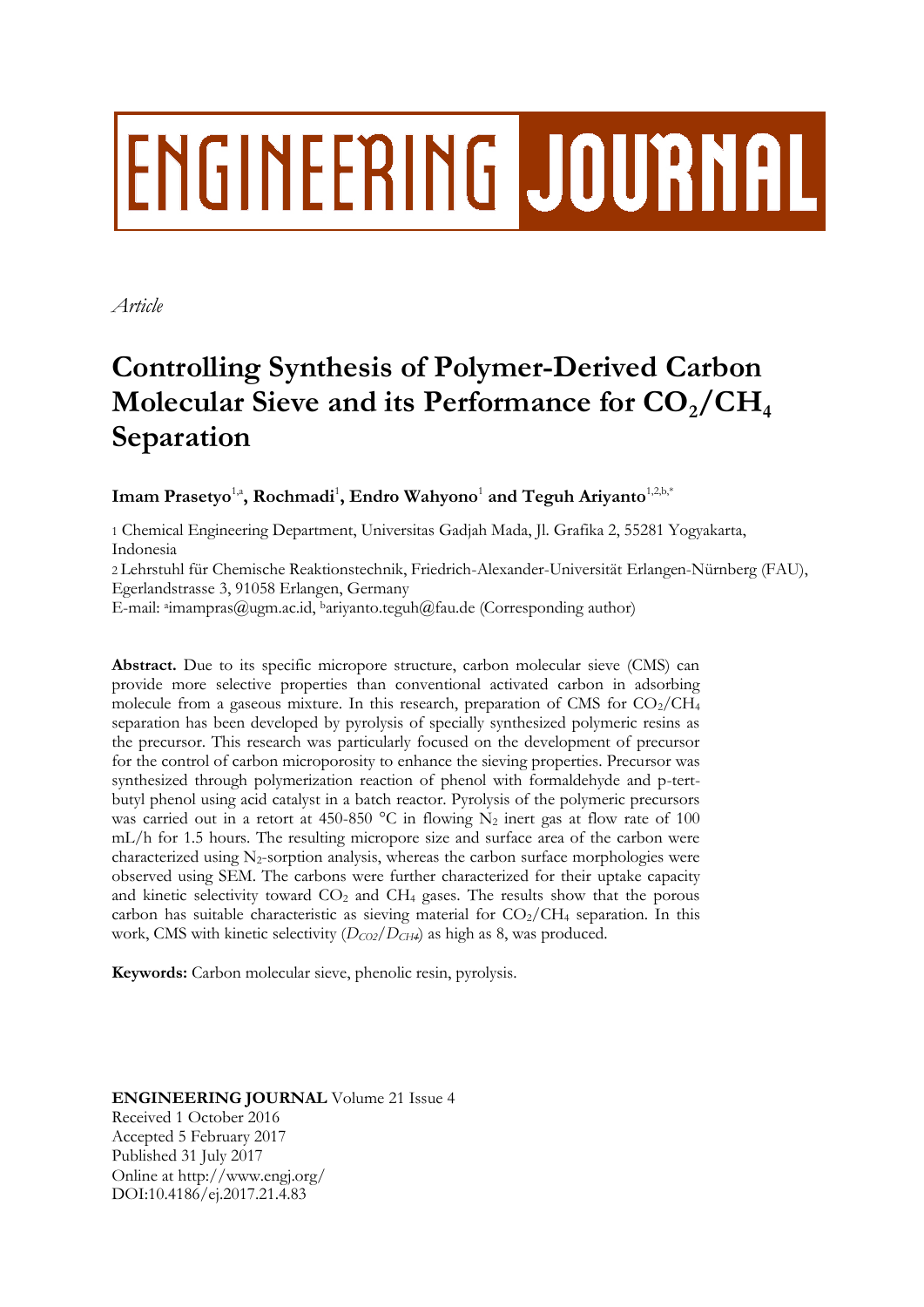# ENGINEERING JOURNAL

*Article*

# Controlling Synthesis of Polymer-Derived Carbon Molecular Sieve and its Performance for $CO_2$/$CH_4$ Separation

**Imam Prasetyo[1,a], Rochmadi[1], Endro Wahyono[1] and Teguh Ariyanto[1,2,b,*]**

1 Chemical Engineering Department, Universitas Gadjah Mada, Jl. Grafika 2, 55281 Yogyakarta, Indonesia

2 Lehrstuhl für Chemische Reaktionstechnik, Friedrich-Alexander-Universität Erlangen-Nürnberg (FAU), Egerlandstrasse 3, 91058 Erlangen, Germany

E-mail: [a]imampras@ugm.ac.id, [b]ariyanto.teguh@fau.de (Corresponding author)

**Abstract.** Due to its specific micropore structure, carbon molecular sieve (CMS) can provide more selective properties than conventional activated carbon in adsorbing molecule from a gaseous mixture. In this research, preparation of CMS for $CO_2$/$CH_4$ separation has been developed by pyrolysis of specially synthesized polymeric resins as the precursor. This research was particularly focused on the development of precursor for the control of carbon microporosity to enhance the sieving properties. Precursor was synthesized through polymerization reaction of phenol with formaldehyde and p-tert-butyl phenol using acid catalyst in a batch reactor. Pyrolysis of the polymeric precursors was carried out in a retort at 450-850 °C in flowing $N_2$ inert gas at flow rate of 100 mL/h for 1.5 hours. The resulting micropore size and surface area of the carbon were characterized using $N_2$-sorption analysis, whereas the carbon surface morphologies were observed using SEM. The carbons were further characterized for their uptake capacity and kinetic selectivity toward $CO_2$ and $CH_4$ gases. The results show that the porous carbon has suitable characteristic as sieving material for $CO_2$/$CH_4$ separation. In this work, CMS with kinetic selectivity ($D_{CO2}/D_{CH4}$) as high as 8, was produced.

**Keywords:** Carbon molecular sieve, phenolic resin, pyrolysis.

**ENGINEERING JOURNAL** Volume 21 Issue 4
Received 1 October 2016
Accepted 5 February 2017
Published 31 July 2017
Online at http://www.engj.org/
DOI:10.4186/ej.2017.21.4.83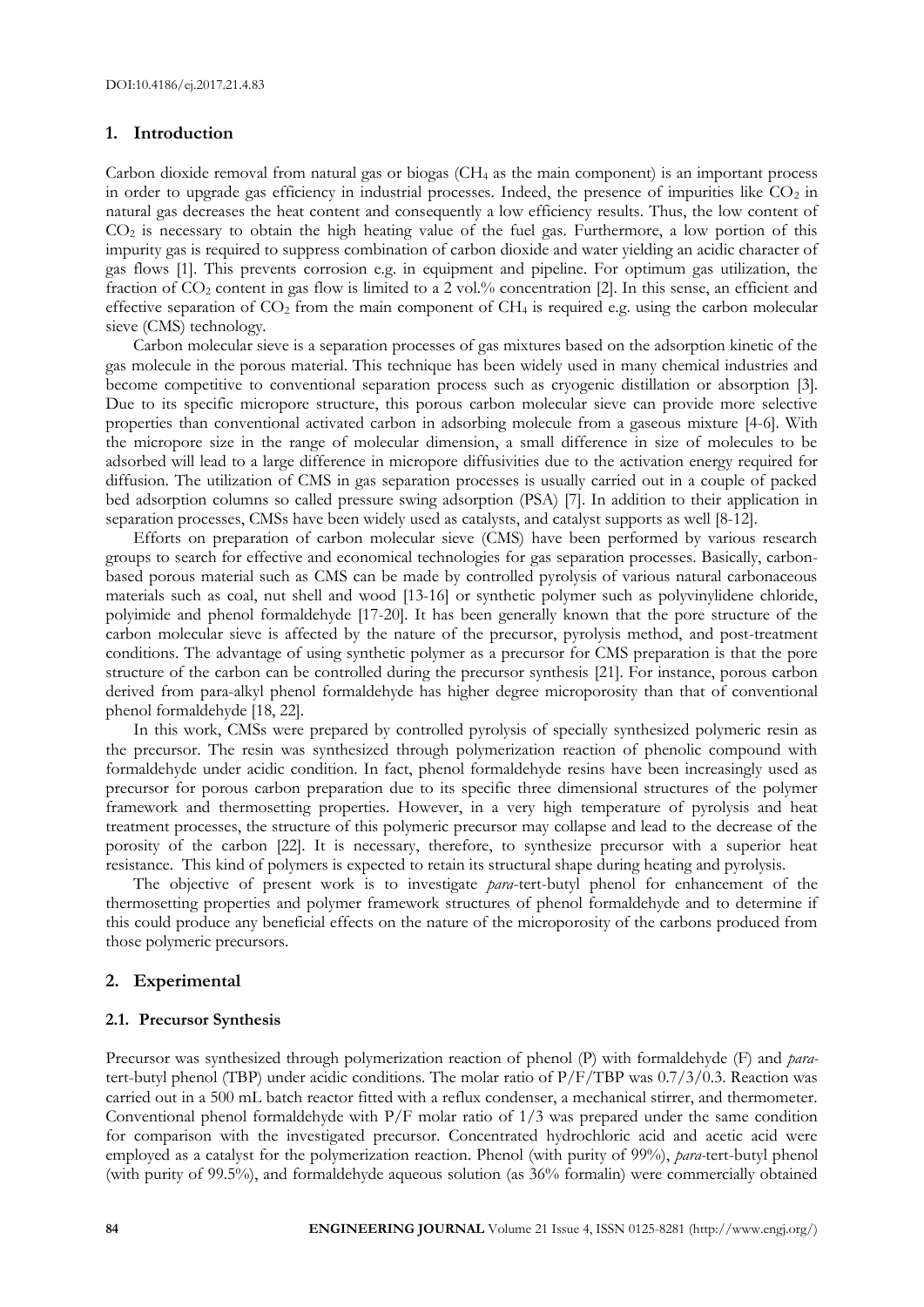## 1. Introduction

Carbon dioxide removal from natural gas or biogas ($CH_4$ as the main component) is an important process in order to upgrade gas efficiency in industrial processes. Indeed, the presence of impurities like $CO_2$ in natural gas decreases the heat content and consequently a low efficiency results. Thus, the low content of $CO_2$ is necessary to obtain the high heating value of the fuel gas. Furthermore, a low portion of this impurity gas is required to suppress combination of carbon dioxide and water yielding an acidic character of gas flows [1]. This prevents corrosion e.g. in equipment and pipeline. For optimum gas utilization, the fraction of $CO_2$ content in gas flow is limited to a 2 vol.% concentration [2]. In this sense, an efficient and effective separation of $CO_2$ from the main component of $CH_4$ is required e.g. using the carbon molecular sieve (CMS) technology.

Carbon molecular sieve is a separation processes of gas mixtures based on the adsorption kinetic of the gas molecule in the porous material. This technique has been widely used in many chemical industries and become competitive to conventional separation process such as cryogenic distillation or absorption [3]. Due to its specific micropore structure, this porous carbon molecular sieve can provide more selective properties than conventional activated carbon in adsorbing molecule from a gaseous mixture [4-6]. With the micropore size in the range of molecular dimension, a small difference in size of molecules to be adsorbed will lead to a large difference in micropore diffusivities due to the activation energy required for diffusion. The utilization of CMS in gas separation processes is usually carried out in a couple of packed bed adsorption columns so called pressure swing adsorption (PSA) [7]. In addition to their application in separation processes, CMSs have been widely used as catalysts, and catalyst supports as well [8-12].

Efforts on preparation of carbon molecular sieve (CMS) have been performed by various research groups to search for effective and economical technologies for gas separation processes. Basically, carbon-based porous material such as CMS can be made by controlled pyrolysis of various natural carbonaceous materials such as coal, nut shell and wood [13-16] or synthetic polymer such as polyvinylidene chloride, polyimide and phenol formaldehyde [17-20]. It has been generally known that the pore structure of the carbon molecular sieve is affected by the nature of the precursor, pyrolysis method, and post-treatment conditions. The advantage of using synthetic polymer as a precursor for CMS preparation is that the pore structure of the carbon can be controlled during the precursor synthesis [21]. For instance, porous carbon derived from para-alkyl phenol formaldehyde has higher degree microporosity than that of conventional phenol formaldehyde [18, 22].

In this work, CMSs were prepared by controlled pyrolysis of specially synthesized polymeric resin as the precursor. The resin was synthesized through polymerization reaction of phenolic compound with formaldehyde under acidic condition. In fact, phenol formaldehyde resins have been increasingly used as precursor for porous carbon preparation due to its specific three dimensional structures of the polymer framework and thermosetting properties. However, in a very high temperature of pyrolysis and heat treatment processes, the structure of this polymeric precursor may collapse and lead to the decrease of the porosity of the carbon [22]. It is necessary, therefore, to synthesize precursor with a superior heat resistance. This kind of polymers is expected to retain its structural shape during heating and pyrolysis.

The objective of present work is to investigate *para*-tert-butyl phenol for enhancement of the thermosetting properties and polymer framework structures of phenol formaldehyde and to determine if this could produce any beneficial effects on the nature of the microporosity of the carbons produced from those polymeric precursors.

## 2. Experimental

### 2.1. Precursor Synthesis

Precursor was synthesized through polymerization reaction of phenol (P) with formaldehyde (F) and *para*-tert-butyl phenol (TBP) under acidic conditions. The molar ratio of P/F/TBP was 0.7/3/0.3. Reaction was carried out in a 500 mL batch reactor fitted with a reflux condenser, a mechanical stirrer, and thermometer. Conventional phenol formaldehyde with P/F molar ratio of 1/3 was prepared under the same condition for comparison with the investigated precursor. Concentrated hydrochloric acid and acetic acid were employed as a catalyst for the polymerization reaction. Phenol (with purity of 99%), *para*-tert-butyl phenol (with purity of 99.5%), and formaldehyde aqueous solution (as 36% formalin) were commercially obtained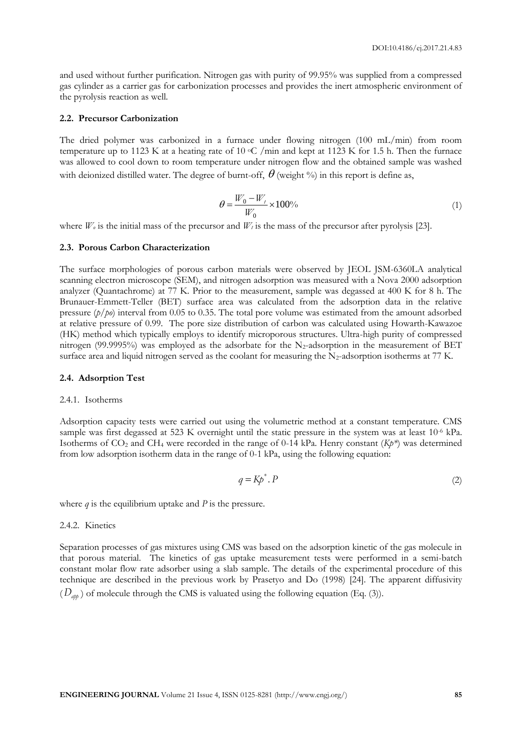and used without further purification. Nitrogen gas with purity of 99.95% was supplied from a compressed gas cylinder as a carrier gas for carbonization processes and provides the inert atmospheric environment of the pyrolysis reaction as well.

### 2.2. Precursor Carbonization

The dried polymer was carbonized in a furnace under flowing nitrogen (100 mL/min) from room temperature up to 1123 K at a heating rate of 10 °C /min and kept at 1123 K for 1.5 h. Then the furnace was allowed to cool down to room temperature under nitrogen flow and the obtained sample was washed with deionized distilled water. The degree of burnt-off, $\theta$ (weight %) in this report is define as,

$$\theta = \frac{W_0 - W_t}{W_0} \times 100\% \tag{1}$$

where $W_o$ is the initial mass of the precursor and $W_t$ is the mass of the precursor after pyrolysis [23].

### 2.3. Porous Carbon Characterization

The surface morphologies of porous carbon materials were observed by JEOL JSM-6360LA analytical scanning electron microscope (SEM), and nitrogen adsorption was measured with a Nova 2000 adsorption analyzer (Quantachrome) at 77 K. Prior to the measurement, sample was degassed at 400 K for 8 h. The Brunauer-Emmett-Teller (BET) surface area was calculated from the adsorption data in the relative pressure ($p/po$) interval from 0.05 to 0.35. The total pore volume was estimated from the amount adsorbed at relative pressure of 0.99. The pore size distribution of carbon was calculated using Howarth-Kawazoe (HK) method which typically employs to identify microporous structures. Ultra-high purity of compressed nitrogen (99.9995%) was employed as the adsorbate for the $N_2$-adsorption in the measurement of BET surface area and liquid nitrogen served as the coolant for measuring the $N_2$-adsorption isotherms at 77 K.

### 2.4. Adsorption Test

#### 2.4.1. Isotherms

Adsorption capacity tests were carried out using the volumetric method at a constant temperature. CMS sample was first degassed at 523 K overnight until the static pressure in the system was at least $10^{-6}$ kPa. Isotherms of $CO_2$ and $CH_4$ were recorded in the range of 0-14 kPa. Henry constant ($Kp^*$) was determined from low adsorption isotherm data in the range of 0-1 kPa, using the following equation:

$$q = Kp^* . P \tag{2}$$

where $q$ is the equilibrium uptake and $P$ is the pressure.

#### 2.4.2. Kinetics

Separation processes of gas mixtures using CMS was based on the adsorption kinetic of the gas molecule in that porous material. The kinetics of gas uptake measurement tests were performed in a semi-batch constant molar flow rate adsorber using a slab sample. The details of the experimental procedure of this technique are described in the previous work by Prasetyo and Do (1998) [24]. The apparent diffusivity ($D_{app}$) of molecule through the CMS is valuated using the following equation (Eq. (3)).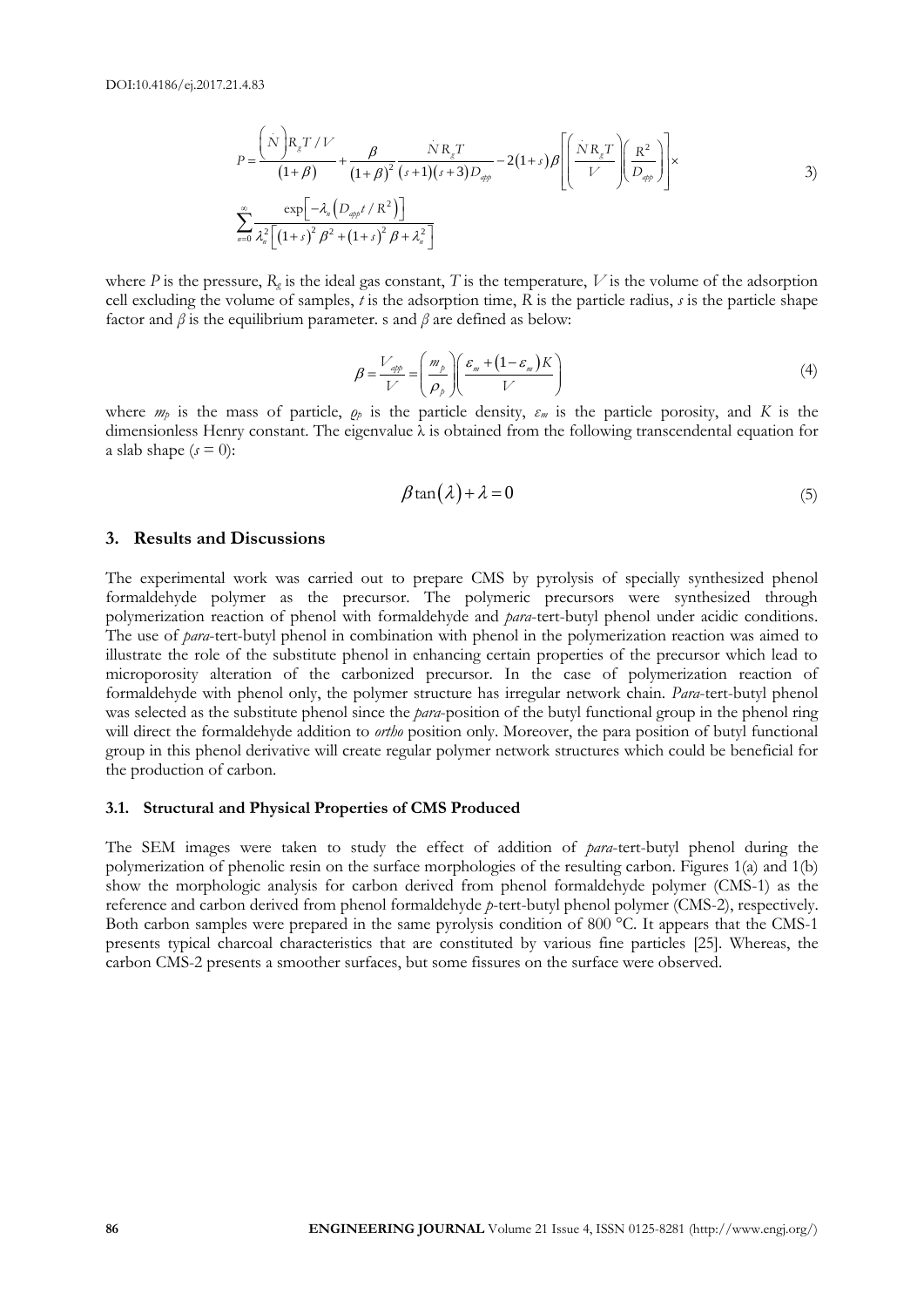$$P = \frac{\left(\dot{N}\right) R_g T / V}{(1+\beta)} + \frac{\beta}{(1+\beta)^2} \frac{\dot{N} R_g T}{(s+1)(s+3) D_{app}} - 2(1+s)\beta \left[ \left( \frac{\dot{N} R_g T}{V} \right) \left( \frac{R^2}{D_{app}} \right) \right] \times \sum_{n=0}^{\infty} \frac{\exp\left[ -\lambda_n \left( D_{app} t / R^2 \right) \right]}{\lambda_n^2 \left[ (1+s)^2 \beta^2 + (1+s)^2 \beta + \lambda_n^2 \right]} \quad (3)$$

where $P$ is the pressure, $R_g$ is the ideal gas constant, $T$ is the temperature, $V$ is the volume of the adsorption cell excluding the volume of samples, $t$ is the adsorption time, $R$ is the particle radius, $s$ is the particle shape factor and $\beta$ is the equilibrium parameter. s and $\beta$ are defined as below:

$$\beta = \frac{V_{app}}{V} = \left( \frac{m_p}{\rho_p} \right) \left( \frac{\varepsilon_m + (1-\varepsilon_m) K}{V} \right) \quad (4)$$

where $m_p$ is the mass of particle, $\rho_p$ is the particle density, $\varepsilon_m$ is the particle porosity, and $K$ is the dimensionless Henry constant. The eigenvalue $\lambda$ is obtained from the following transcendental equation for a slab shape ($s = 0$):

$$\beta \tan(\lambda) + \lambda = 0 \quad (5)$$

## 3. Results and Discussions

The experimental work was carried out to prepare CMS by pyrolysis of specially synthesized phenol formaldehyde polymer as the precursor. The polymeric precursors were synthesized through polymerization reaction of phenol with formaldehyde and *para*-tert-butyl phenol under acidic conditions. The use of *para*-tert-butyl phenol in combination with phenol in the polymerization reaction was aimed to illustrate the role of the substitute phenol in enhancing certain properties of the precursor which lead to microporosity alteration of the carbonized precursor. In the case of polymerization reaction of formaldehyde with phenol only, the polymer structure has irregular network chain. *Para*-tert-butyl phenol was selected as the substitute phenol since the *para*-position of the butyl functional group in the phenol ring will direct the formaldehyde addition to *ortho* position only. Moreover, the para position of butyl functional group in this phenol derivative will create regular polymer network structures which could be beneficial for the production of carbon.

### 3.1. Structural and Physical Properties of CMS Produced

The SEM images were taken to study the effect of addition of *para*-tert-butyl phenol during the polymerization of phenolic resin on the surface morphologies of the resulting carbon. Figures 1(a) and 1(b) show the morphologic analysis for carbon derived from phenol formaldehyde polymer (CMS-1) as the reference and carbon derived from phenol formaldehyde *p*-tert-butyl phenol polymer (CMS-2), respectively. Both carbon samples were prepared in the same pyrolysis condition of 800 °C. It appears that the CMS-1 presents typical charcoal characteristics that are constituted by various fine particles [25]. Whereas, the carbon CMS-2 presents a smoother surfaces, but some fissures on the surface were observed.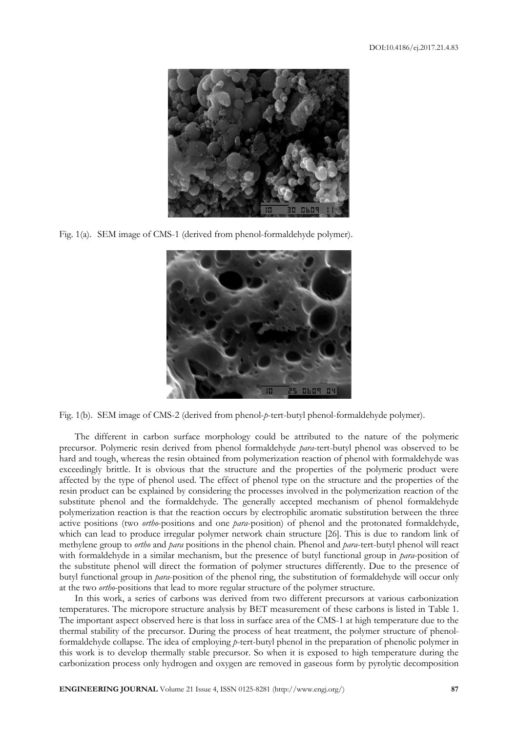Fig. 1(a). SEM image of CMS-1 (derived from phenol-formaldehyde polymer).

Fig. 1(b). SEM image of CMS-2 (derived from phenol-*p*-tert-butyl phenol-formaldehyde polymer).

The different in carbon surface morphology could be attributed to the nature of the polymeric precursor. Polymeric resin derived from phenol formaldehyde *para*-tert-butyl phenol was observed to be hard and tough, whereas the resin obtained from polymerization reaction of phenol with formaldehyde was exceedingly brittle. It is obvious that the structure and the properties of the polymeric product were affected by the type of phenol used. The effect of phenol type on the structure and the properties of the resin product can be explained by considering the processes involved in the polymerization reaction of the substitute phenol and the formaldehyde. The generally accepted mechanism of phenol formaldehyde polymerization reaction is that the reaction occurs by electrophilic aromatic substitution between the three active positions (two *ortho*-positions and one *para*-position) of phenol and the protonated formaldehyde, which can lead to produce irregular polymer network chain structure [26]. This is due to random link of methylene group to *ortho* and *para* positions in the phenol chain. Phenol and *para*-tert-butyl phenol will react with formaldehyde in a similar mechanism, but the presence of butyl functional group in *para*-position of the substitute phenol will direct the formation of polymer structures differently. Due to the presence of butyl functional group in *para*-position of the phenol ring, the substitution of formaldehyde will occur only at the two *ortho*-positions that lead to more regular structure of the polymer structure.

In this work, a series of carbons was derived from two different precursors at various carbonization temperatures. The micropore structure analysis by BET measurement of these carbons is listed in Table 1. The important aspect observed here is that loss in surface area of the CMS-1 at high temperature due to the thermal stability of the precursor. During the process of heat treatment, the polymer structure of phenol-formaldehyde collapse. The idea of employing *p*-tert-butyl phenol in the preparation of phenolic polymer in this work is to develop thermally stable precursor. So when it is exposed to high temperature during the carbonization process only hydrogen and oxygen are removed in gaseous form by pyrolytic decomposition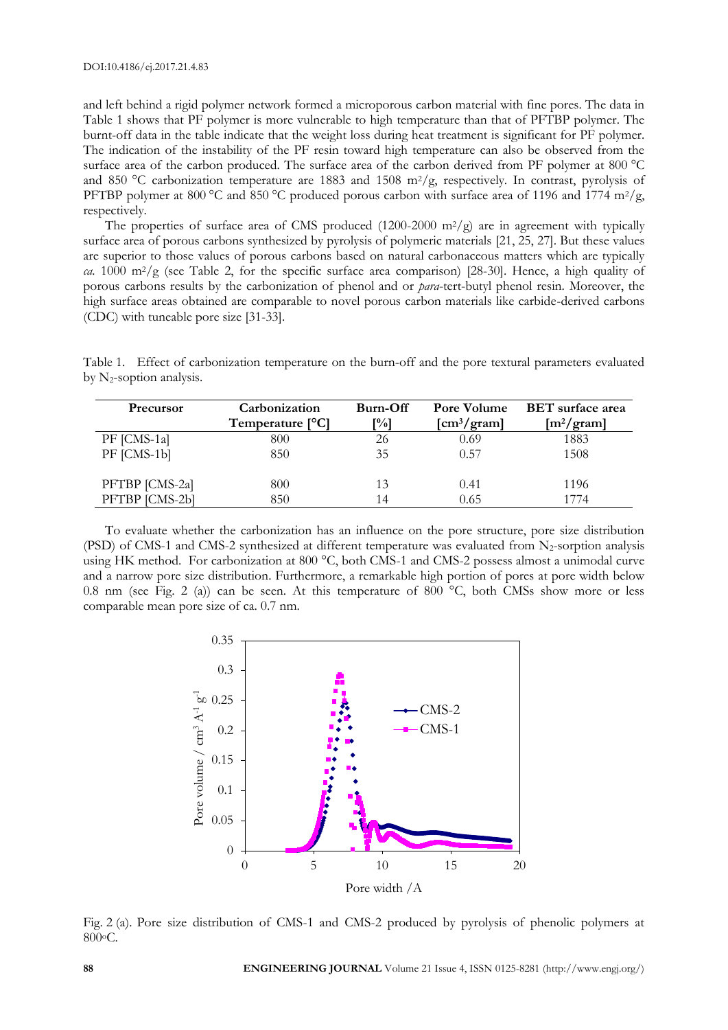and left behind a rigid polymer network formed a microporous carbon material with fine pores. The data in Table 1 shows that PF polymer is more vulnerable to high temperature than that of PFTBP polymer. The burnt-off data in the table indicate that the weight loss during heat treatment is significant for PF polymer. The indication of the instability of the PF resin toward high temperature can also be observed from the surface area of the carbon produced. The surface area of the carbon derived from PF polymer at 800 °C and 850 °C carbonization temperature are 1883 and 1508 $m^2/g$, respectively. In contrast, pyrolysis of PFTBP polymer at 800 °C and 850 °C produced porous carbon with surface area of 1196 and 1774 $m^2/g$, respectively.

The properties of surface area of CMS produced (1200-2000 $m^2/g$) are in agreement with typically surface area of porous carbons synthesized by pyrolysis of polymeric materials [21, 25, 27]. But these values are superior to those values of porous carbons based on natural carbonaceous matters which are typically *ca.* 1000 $m^2/g$ (see Table 2, for the specific surface area comparison) [28-30]. Hence, a high quality of porous carbons results by the carbonization of phenol and or *para*-tert-butyl phenol resin. Moreover, the high surface areas obtained are comparable to novel porous carbon materials like carbide-derived carbons (CDC) with tuneable pore size [31-33].

Table 1. Effect of carbonization temperature on the burn-off and the pore textural parameters evaluated by $N_2$-soption analysis.

| Precursor | Carbonization Temperature [°C] | Burn-Off [%] | Pore Volume [$cm^3$/gram] | BET surface area [$m^2$/gram] |
|---|---|---|---|---|
| PF [CMS-1a] | 800 | 26 | 0.69 | 1883 |
| PF [CMS-1b] | 850 | 35 | 0.57 | 1508 |
| PFTBP [CMS-2a] | 800 | 13 | 0.41 | 1196 |
| PFTBP [CMS-2b] | 850 | 14 | 0.65 | 1774 |

To evaluate whether the carbonization has an influence on the pore structure, pore size distribution (PSD) of CMS-1 and CMS-2 synthesized at different temperature was evaluated from $N_2$-sorption analysis using HK method. For carbonization at 800 °C, both CMS-1 and CMS-2 possess almost a unimodal curve and a narrow pore size distribution. Furthermore, a remarkable high portion of pores at pore width below 0.8 nm (see Fig. 2 (a)) can be seen. At this temperature of 800 °C, both CMSs show more or less comparable mean pore size of ca. 0.7 nm.

Fig. 2 (a). Pore size distribution of CMS-1 and CMS-2 produced by pyrolysis of phenolic polymers at 800°C.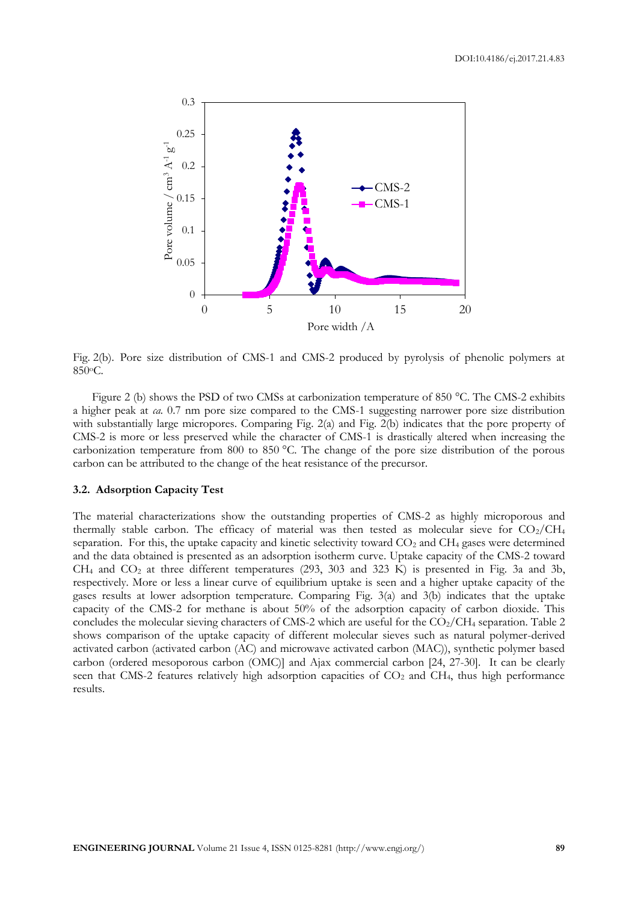Fig. 2(b). Pore size distribution of CMS-1 and CMS-2 produced by pyrolysis of phenolic polymers at 850°C.

Figure 2 (b) shows the PSD of two CMSs at carbonization temperature of 850 °C. The CMS-2 exhibits a higher peak at *ca.* 0.7 nm pore size compared to the CMS-1 suggesting narrower pore size distribution with substantially large micropores. Comparing Fig. 2(a) and Fig. 2(b) indicates that the pore property of CMS-2 is more or less preserved while the character of CMS-1 is drastically altered when increasing the carbonization temperature from 800 to 850 °C. The change of the pore size distribution of the porous carbon can be attributed to the change of the heat resistance of the precursor.

### 3.2. Adsorption Capacity Test

The material characterizations show the outstanding properties of CMS-2 as highly microporous and thermally stable carbon. The efficacy of material was then tested as molecular sieve for $CO_2/CH_4$ separation. For this, the uptake capacity and kinetic selectivity toward $CO_2$ and $CH_4$ gases were determined and the data obtained is presented as an adsorption isotherm curve. Uptake capacity of the CMS-2 toward $CH_4$ and $CO_2$ at three different temperatures (293, 303 and 323 K) is presented in Fig. 3a and 3b, respectively. More or less a linear curve of equilibrium uptake is seen and a higher uptake capacity of the gases results at lower adsorption temperature. Comparing Fig. 3(a) and 3(b) indicates that the uptake capacity of the CMS-2 for methane is about 50% of the adsorption capacity of carbon dioxide. This concludes the molecular sieving characters of CMS-2 which are useful for the $CO_2/CH_4$ separation. Table 2 shows comparison of the uptake capacity of different molecular sieves such as natural polymer-derived activated carbon (activated carbon (AC) and microwave activated carbon (MAC)), synthetic polymer based carbon (ordered mesoporous carbon (OMC)] and Ajax commercial carbon [24, 27-30]. It can be clearly seen that CMS-2 features relatively high adsorption capacities of $CO_2$ and $CH_4$, thus high performance results.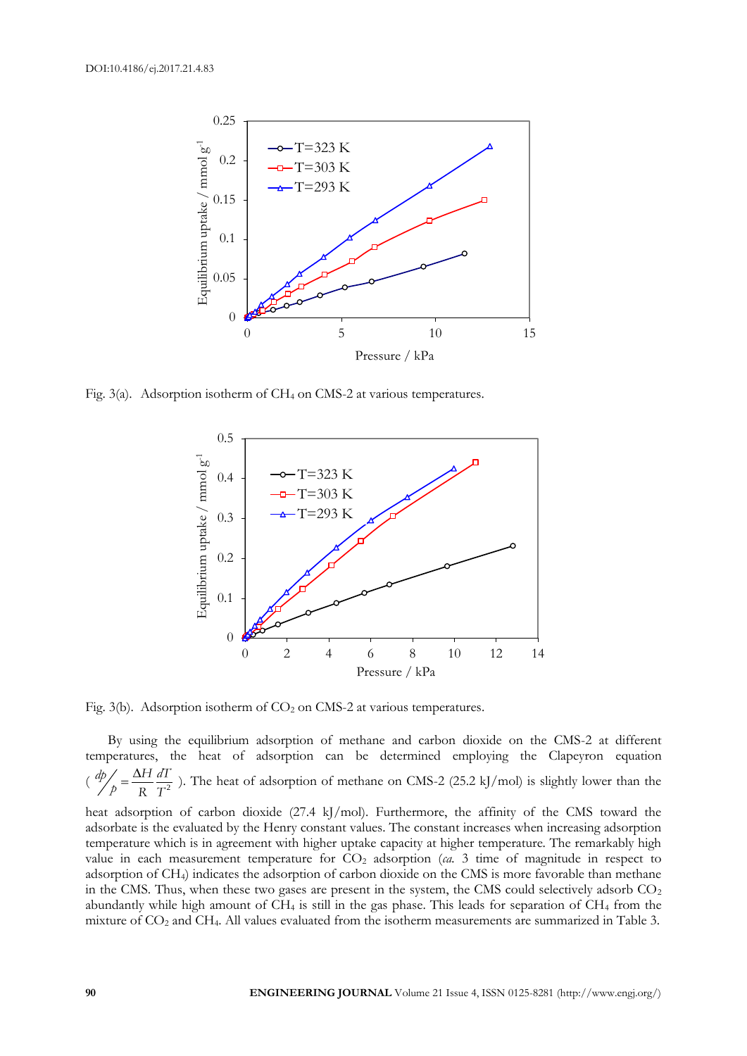Fig. 3(a). Adsorption isotherm of $CH_4$ on CMS-2 at various temperatures.

Fig. 3(b). Adsorption isotherm of $CO_2$ on CMS-2 at various temperatures.

By using the equilibrium adsorption of methane and carbon dioxide on the CMS-2 at different temperatures, the heat of adsorption can be determined employing the Clapeyron equation ($\frac{dp}{p} = \frac{\Delta H}{R}\frac{dT}{T^2}$). The heat of adsorption of methane on CMS-2 (25.2 kJ/mol) is slightly lower than the heat adsorption of carbon dioxide (27.4 kJ/mol). Furthermore, the affinity of the CMS toward the adsorbate is the evaluated by the Henry constant values. The constant increases when increasing adsorption temperature which is in agreement with higher uptake capacity at higher temperature. The remarkably high value in each measurement temperature for $CO_2$ adsorption (*ca.* 3 time of magnitude in respect to adsorption of $CH_4$) indicates the adsorption of carbon dioxide on the CMS is more favorable than methane in the CMS. Thus, when these two gases are present in the system, the CMS could selectively adsorb $CO_2$ abundantly while high amount of $CH_4$ is still in the gas phase. This leads for separation of $CH_4$ from the mixture of $CO_2$ and $CH_4$. All values evaluated from the isotherm measurements are summarized in Table 3.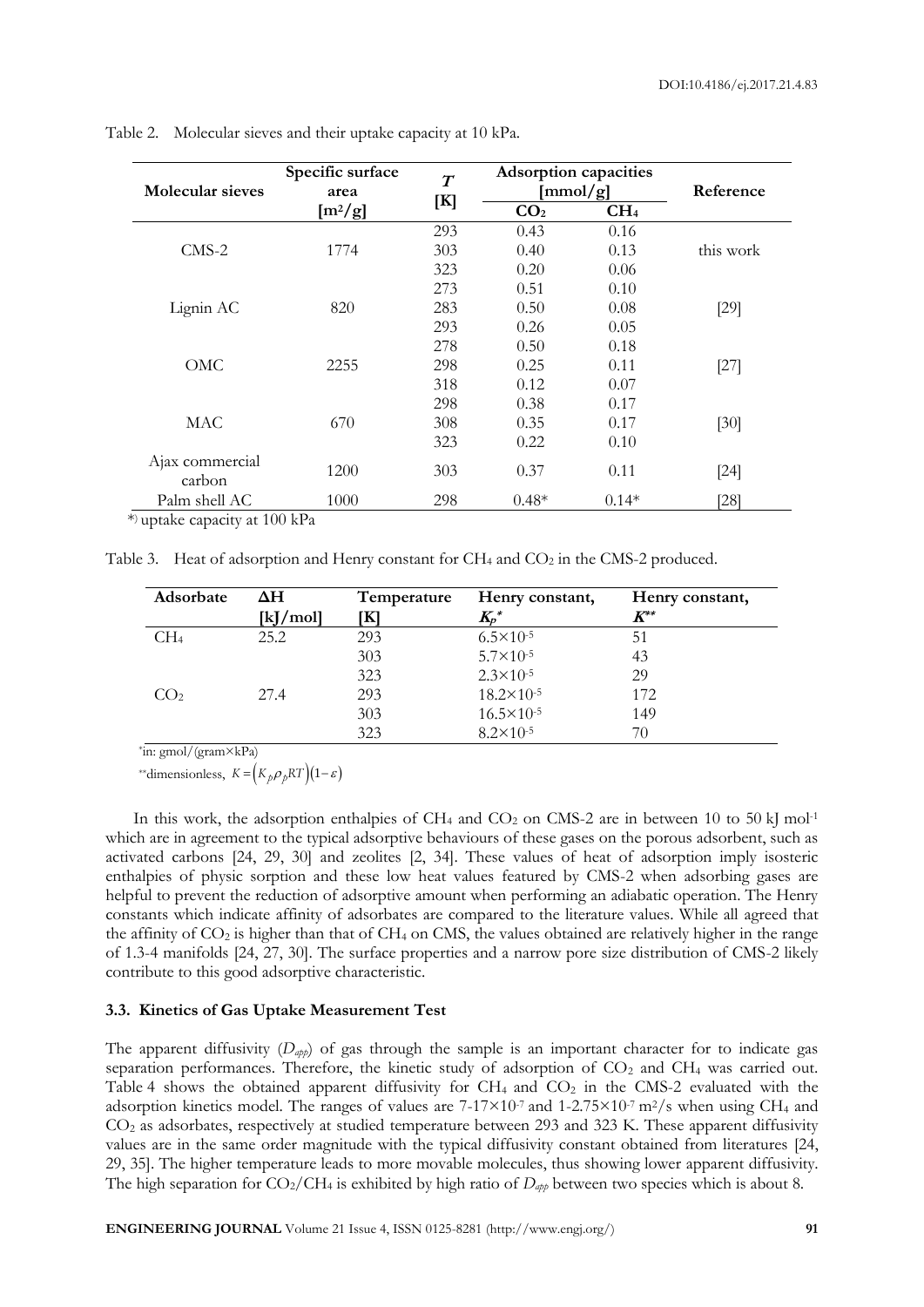Table 2. Molecular sieves and their uptake capacity at 10 kPa.

| Molecular sieves | Specific surface area [m²/g] | $T$ [K] | Adsorption capacities [mmol/g] | | Reference |
|---|---|---|---|---|---|
| | | | $CO_2$ | $CH_4$ | |
| CMS-2 | 1774 | 293 | 0.43 | 0.16 | this work |
| | | 303 | 0.40 | 0.13 | |
| | | 323 | 0.20 | 0.06 | |
| Lignin AC | 820 | 273 | 0.51 | 0.10 | [29] |
| | | 283 | 0.50 | 0.08 | |
| | | 293 | 0.26 | 0.05 | |
| OMC | 2255 | 278 | 0.50 | 0.18 | [27] |
| | | 298 | 0.25 | 0.11 | |
| | | 318 | 0.12 | 0.07 | |
| MAC | 670 | 298 | 0.38 | 0.17 | [30] |
| | | 308 | 0.35 | 0.17 | |
| | | 323 | 0.22 | 0.10 | |
| Ajax commercial carbon | 1200 | 303 | 0.37 | 0.11 | [24] |
| Palm shell AC | 1000 | 298 | 0.48* | 0.14* | [28] |

*) uptake capacity at 100 kPa

Table 3. Heat of adsorption and Henry constant for $CH_4$ and $CO_2$ in the CMS-2 produced.

| Adsorbate | ΔH [kJ/mol] | Temperature [K] | Henry constant, $K_p$* | Henry constant, $K$** |
|---|---|---|---|---|
| $CH_4$ | 25.2 | 293 | $6.5\times10^{-5}$ | 51 |
| | | 303 | $5.7\times10^{-5}$ | 43 |
| | | 323 | $2.3\times10^{-5}$ | 29 |
| $CO_2$ | 27.4 | 293 | $18.2\times10^{-5}$ | 172 |
| | | 303 | $16.5\times10^{-5}$ | 149 |
| | | 323 | $8.2\times10^{-5}$ | 70 |

*in: gmol/(gram×kPa)

**dimensionless, $K = \left(K_p \rho_p RT\right)\left(1-\varepsilon\right)$

In this work, the adsorption enthalpies of $CH_4$ and $CO_2$ on CMS-2 are in between 10 to 50 kJ mol$^{-1}$ which are in agreement to the typical adsorptive behaviours of these gases on the porous adsorbent, such as activated carbons [24, 29, 30] and zeolites [2, 34]. These values of heat of adsorption imply isosteric enthalpies of physic sorption and these low heat values featured by CMS-2 when adsorbing gases are helpful to prevent the reduction of adsorptive amount when performing an adiabatic operation. The Henry constants which indicate affinity of adsorbates are compared to the literature values. While all agreed that the affinity of $CO_2$ is higher than that of $CH_4$ on CMS, the values obtained are relatively higher in the range of 1.3-4 manifolds [24, 27, 30]. The surface properties and a narrow pore size distribution of CMS-2 likely contribute to this good adsorptive characteristic.

### 3.3. Kinetics of Gas Uptake Measurement Test

The apparent diffusivity ($D_{app}$) of gas through the sample is an important character for to indicate gas separation performances. Therefore, the kinetic study of adsorption of $CO_2$ and $CH_4$ was carried out. Table 4 shows the obtained apparent diffusivity for $CH_4$ and $CO_2$ in the CMS-2 evaluated with the adsorption kinetics model. The ranges of values are $7\text{-}17\times10^{-7}$ and $1\text{-}2.75\times10^{-7}$ m²/s when using $CH_4$ and $CO_2$ as adsorbates, respectively at studied temperature between 293 and 323 K. These apparent diffusivity values are in the same order magnitude with the typical diffusivity constant obtained from literatures [24, 29, 35]. The higher temperature leads to more movable molecules, thus showing lower apparent diffusivity. The high separation for $CO_2/CH_4$ is exhibited by high ratio of $D_{app}$ between two species which is about 8.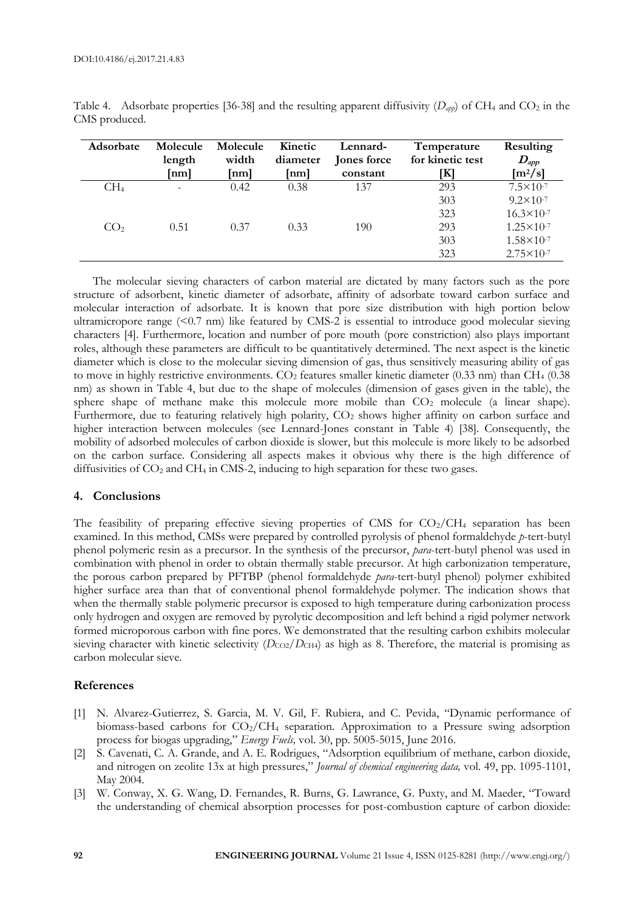Table 4. Adsorbate properties [36-38] and the resulting apparent diffusivity ($D_{app}$) of $CH_4$ and $CO_2$ in the CMS produced.

| Adsorbate | Molecule length [nm] | Molecule width [nm] | Kinetic diameter [nm] | Lennard-Jones force constant | Temperature for kinetic test [K] | Resulting $D_{app}$ [m²/s] |
|---|---|---|---|---|---|---|
| $CH_4$ | - | 0.42 | 0.38 | 137 | 293 | $7.5\times10^{-7}$ |
| | | | | | 303 | $9.2\times10^{-7}$ |
| | | | | | 323 | $16.3\times10^{-7}$ |
| $CO_2$ | 0.51 | 0.37 | 0.33 | 190 | 293 | $1.25\times10^{-7}$ |
| | | | | | 303 | $1.58\times10^{-7}$ |
| | | | | | 323 | $2.75\times10^{-7}$ |

The molecular sieving characters of carbon material are dictated by many factors such as the pore structure of adsorbent, kinetic diameter of adsorbate, affinity of adsorbate toward carbon surface and molecular interaction of adsorbate. It is known that pore size distribution with high portion below ultramicropore range (<0.7 nm) like featured by CMS-2 is essential to introduce good molecular sieving characters [4]. Furthermore, location and number of pore mouth (pore constriction) also plays important roles, although these parameters are difficult to be quantitatively determined. The next aspect is the kinetic diameter which is close to the molecular sieving dimension of gas, thus sensitively measuring ability of gas to move in highly restrictive environments. $CO_2$ features smaller kinetic diameter (0.33 nm) than $CH_4$ (0.38 nm) as shown in Table 4, but due to the shape of molecules (dimension of gases given in the table), the sphere shape of methane make this molecule more mobile than $CO_2$ molecule (a linear shape). Furthermore, due to featuring relatively high polarity, $CO_2$ shows higher affinity on carbon surface and higher interaction between molecules (see Lennard-Jones constant in Table 4) [38]. Consequently, the mobility of adsorbed molecules of carbon dioxide is slower, but this molecule is more likely to be adsorbed on the carbon surface. Considering all aspects makes it obvious why there is the high difference of diffusivities of $CO_2$ and $CH_4$ in CMS-2, inducing to high separation for these two gases.

## 4. Conclusions

The feasibility of preparing effective sieving properties of CMS for $CO_2/CH_4$ separation has been examined. In this method, CMSs were prepared by controlled pyrolysis of phenol formaldehyde *p*-tert-butyl phenol polymeric resin as a precursor. In the synthesis of the precursor, *para*-tert-butyl phenol was used in combination with phenol in order to obtain thermally stable precursor. At high carbonization temperature, the porous carbon prepared by PFTBP (phenol formaldehyde *para*-tert-butyl phenol) polymer exhibited higher surface area than that of conventional phenol formaldehyde polymer. The indication shows that when the thermally stable polymeric precursor is exposed to high temperature during carbonization process only hydrogen and oxygen are removed by pyrolytic decomposition and left behind a rigid polymer network formed microporous carbon with fine pores. We demonstrated that the resulting carbon exhibits molecular sieving character with kinetic selectivity ($D_{CO2}/D_{CH4}$) as high as 8. Therefore, the material is promising as carbon molecular sieve.

## References

[1] N. Alvarez-Gutierrez, S. Garcia, M. V. Gil, F. Rubiera, and C. Pevida, "Dynamic performance of biomass-based carbons for $CO_2/CH_4$ separation. Approximation to a Pressure swing adsorption process for biogas upgrading," *Energy Fuels,* vol. 30, pp. 5005-5015, June 2016.

[2] S. Cavenati, C. A. Grande, and A. E. Rodrigues, "Adsorption equilibrium of methane, carbon dioxide, and nitrogen on zeolite 13x at high pressures," *Journal of chemical engineering data,* vol. 49, pp. 1095-1101, May 2004.

[3] W. Conway, X. G. Wang, D. Fernandes, R. Burns, G. Lawrance, G. Puxty, and M. Maeder, "Toward the understanding of chemical absorption processes for post-combustion capture of carbon dioxide: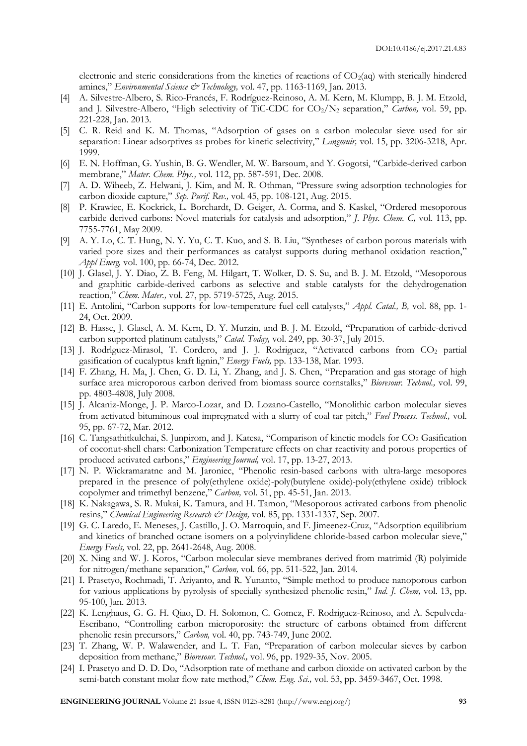electronic and steric considerations from the kinetics of reactions of $CO_2$(aq) with sterically hindered amines," *Environmental Science & Technology,* vol. 47, pp. 1163-1169, Jan. 2013.

[4] A. Silvestre-Albero, S. Rico-Francés, F. Rodríguez-Reinoso, A. M. Kern, M. Klumpp, B. J. M. Etzold, and J. Silvestre-Albero, "High selectivity of TiC-CDC for $CO_2$/$N_2$ separation," *Carbon,* vol. 59, pp. 221-228, Jan. 2013.

[5] C. R. Reid and K. M. Thomas, "Adsorption of gases on a carbon molecular sieve used for air separation: Linear adsorptives as probes for kinetic selectivity," *Langmuir,* vol. 15, pp. 3206-3218, Apr. 1999.

[6] E. N. Hoffman, G. Yushin, B. G. Wendler, M. W. Barsoum, and Y. Gogotsi, "Carbide-derived carbon membrane," *Mater. Chem. Phys.,* vol. 112, pp. 587-591, Dec. 2008.

[7] A. D. Wiheeb, Z. Helwani, J. Kim, and M. R. Othman, "Pressure swing adsorption technologies for carbon dioxide capture," *Sep. Purif. Rev.,* vol. 45, pp. 108-121, Aug. 2015.

[8] P. Krawiec, E. Kockrick, L. Borchardt, D. Geiger, A. Corma, and S. Kaskel, "Ordered mesoporous carbide derived carbons: Novel materials for catalysis and adsorption," *J. Phys. Chem. C,* vol. 113, pp. 7755-7761, May 2009.

[9] A. Y. Lo, C. T. Hung, N. Y. Yu, C. T. Kuo, and S. B. Liu, "Syntheses of carbon porous materials with varied pore sizes and their performances as catalyst supports during methanol oxidation reaction," *Appl Energ,* vol. 100, pp. 66-74, Dec. 2012.

[10] J. Glasel, J. Y. Diao, Z. B. Feng, M. Hilgart, T. Wolker, D. S. Su, and B. J. M. Etzold, "Mesoporous and graphitic carbide-derived carbons as selective and stable catalysts for the dehydrogenation reaction," *Chem. Mater.,* vol. 27, pp. 5719-5725, Aug. 2015.

[11] E. Antolini, "Carbon supports for low-temperature fuel cell catalysts," *Appl. Catal., B,* vol. 88, pp. 1-24, Oct. 2009.

[12] B. Hasse, J. Glasel, A. M. Kern, D. Y. Murzin, and B. J. M. Etzold, "Preparation of carbide-derived carbon supported platinum catalysts," *Catal. Today,* vol. 249, pp. 30-37, July 2015.

[13] J. Rodrlguez-Mirasol, T. Cordero, and J. J. Rodriguez, "Activated carbons from $CO_2$ partial gasification of eucalyptus kraft lignin," *Energy Fuels,* pp. 133-138, Mar. 1993.

[14] F. Zhang, H. Ma, J. Chen, G. D. Li, Y. Zhang, and J. S. Chen, "Preparation and gas storage of high surface area microporous carbon derived from biomass source cornstalks," *Bioresour. Technol.,* vol. 99, pp. 4803-4808, July 2008.

[15] J. Alcaniz-Monge, J. P. Marco-Lozar, and D. Lozano-Castello, "Monolithic carbon molecular sieves from activated bituminous coal impregnated with a slurry of coal tar pitch," *Fuel Process. Technol.,* vol. 95, pp. 67-72, Mar. 2012.

[16] C. Tangsathitkulchai, S. Junpirom, and J. Katesa, "Comparison of kinetic models for $CO_2$ Gasification of coconut-shell chars: Carbonization Temperature effects on char reactivity and porous properties of produced activated carbons," *Engineering Journal,* vol. 17, pp. 13-27, 2013.

[17] N. P. Wickramaratne and M. Jaroniec, "Phenolic resin-based carbons with ultra-large mesopores prepared in the presence of poly(ethylene oxide)-poly(butylene oxide)-poly(ethylene oxide) triblock copolymer and trimethyl benzene," *Carbon,* vol. 51, pp. 45-51, Jan. 2013.

[18] K. Nakagawa, S. R. Mukai, K. Tamura, and H. Tamon, "Mesoporous activated carbons from phenolic resins," *Chemical Engineering Research & Design,* vol. 85, pp. 1331-1337, Sep. 2007.

[19] G. C. Laredo, E. Meneses, J. Castillo, J. O. Marroquin, and F. Jimeenez-Cruz, "Adsorption equilibrium and kinetics of branched octane isomers on a polyvinylidene chloride-based carbon molecular sieve," *Energy Fuels,* vol. 22, pp. 2641-2648, Aug. 2008.

[20] X. Ning and W. J. Koros, "Carbon molecular sieve membranes derived from matrimid (R) polyimide for nitrogen/methane separation," *Carbon,* vol. 66, pp. 511-522, Jan. 2014.

[21] I. Prasetyo, Rochmadi, T. Ariyanto, and R. Yunanto, "Simple method to produce nanoporous carbon for various applications by pyrolysis of specially synthesized phenolic resin," *Ind. J. Chem,* vol. 13, pp. 95-100, Jan. 2013.

[22] K. Lenghaus, G. G. H. Qiao, D. H. Solomon, C. Gomez, F. Rodriguez-Reinoso, and A. Sepulveda-Escribano, "Controlling carbon microporosity: the structure of carbons obtained from different phenolic resin precursors," *Carbon,* vol. 40, pp. 743-749, June 2002.

[23] T. Zhang, W. P. Walawender, and L. T. Fan, "Preparation of carbon molecular sieves by carbon deposition from methane," *Bioresour. Technol.,* vol. 96, pp. 1929-35, Nov. 2005.

[24] I. Prasetyo and D. D. Do, "Adsorption rate of methane and carbon dioxide on activated carbon by the semi-batch constant molar flow rate method," *Chem. Eng. Sci.,* vol. 53, pp. 3459-3467, Oct. 1998.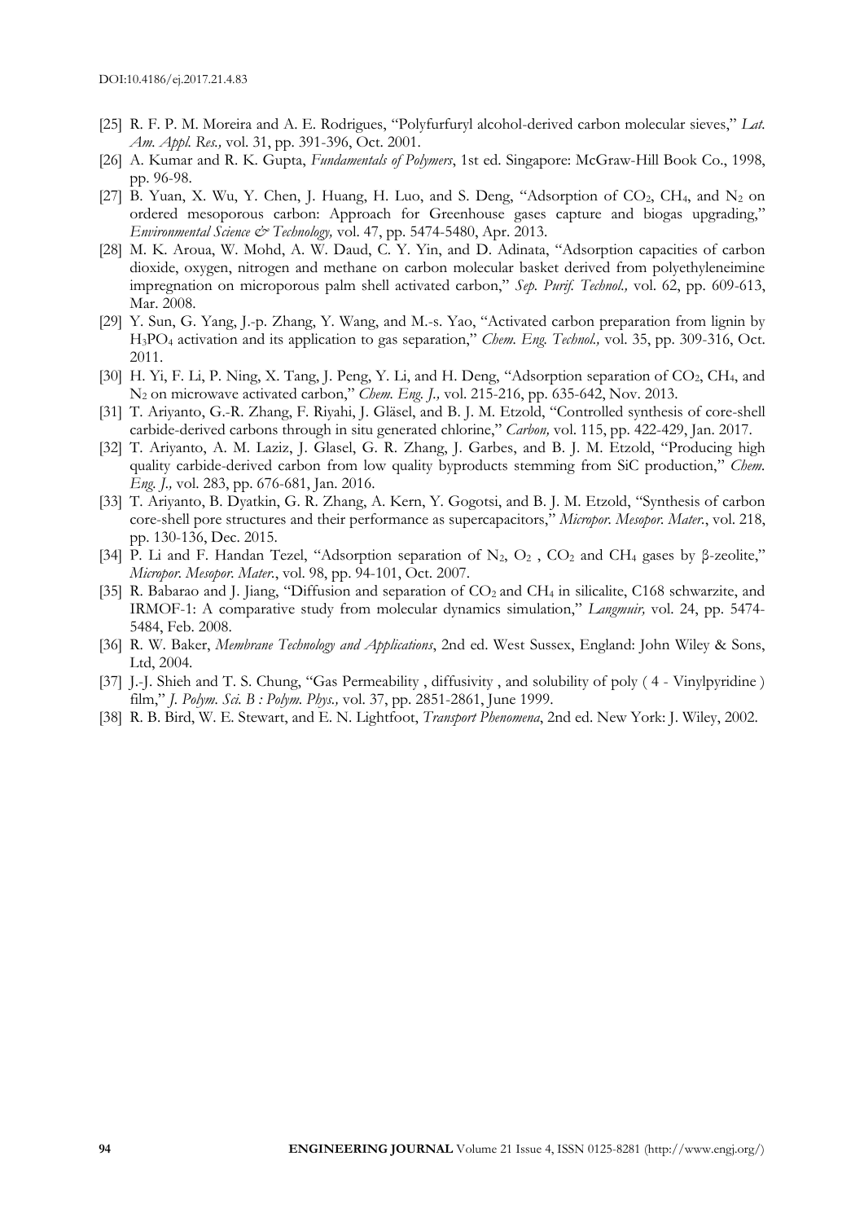[25] R. F. P. M. Moreira and A. E. Rodrigues, "Polyfurfuryl alcohol-derived carbon molecular sieves," *Lat. Am. Appl. Res.,* vol. 31, pp. 391-396, Oct. 2001.

[26] A. Kumar and R. K. Gupta, *Fundamentals of Polymers*, 1st ed. Singapore: McGraw-Hill Book Co., 1998, pp. 96-98.

[27] B. Yuan, X. Wu, Y. Chen, J. Huang, H. Luo, and S. Deng, "Adsorption of $CO_2$, $CH_4$, and $N_2$ on ordered mesoporous carbon: Approach for Greenhouse gases capture and biogas upgrading," *Environmental Science & Technology,* vol. 47, pp. 5474-5480, Apr. 2013.

[28] M. K. Aroua, W. Mohd, A. W. Daud, C. Y. Yin, and D. Adinata, "Adsorption capacities of carbon dioxide, oxygen, nitrogen and methane on carbon molecular basket derived from polyethyleneimine impregnation on microporous palm shell activated carbon," *Sep. Purif. Technol.,* vol. 62, pp. 609-613, Mar. 2008.

[29] Y. Sun, G. Yang, J.-p. Zhang, Y. Wang, and M.-s. Yao, "Activated carbon preparation from lignin by $H_3PO_4$ activation and its application to gas separation," *Chem. Eng. Technol.,* vol. 35, pp. 309-316, Oct. 2011.

[30] H. Yi, F. Li, P. Ning, X. Tang, J. Peng, Y. Li, and H. Deng, "Adsorption separation of $CO_2$, $CH_4$, and $N_2$ on microwave activated carbon," *Chem. Eng. J.,* vol. 215-216, pp. 635-642, Nov. 2013.

[31] T. Ariyanto, G.-R. Zhang, F. Riyahi, J. Gläsel, and B. J. M. Etzold, "Controlled synthesis of core-shell carbide-derived carbons through in situ generated chlorine," *Carbon,* vol. 115, pp. 422-429, Jan. 2017.

[32] T. Ariyanto, A. M. Laziz, J. Glasel, G. R. Zhang, J. Garbes, and B. J. M. Etzold, "Producing high quality carbide-derived carbon from low quality byproducts stemming from SiC production," *Chem. Eng. J.,* vol. 283, pp. 676-681, Jan. 2016.

[33] T. Ariyanto, B. Dyatkin, G. R. Zhang, A. Kern, Y. Gogotsi, and B. J. M. Etzold, "Synthesis of carbon core-shell pore structures and their performance as supercapacitors," *Micropor. Mesopor. Mater.*, vol. 218, pp. 130-136, Dec. 2015.

[34] P. Li and F. Handan Tezel, "Adsorption separation of $N_2$, $O_2$ , $CO_2$ and $CH_4$ gases by β-zeolite," *Micropor. Mesopor. Mater.*, vol. 98, pp. 94-101, Oct. 2007.

[35] R. Babarao and J. Jiang, "Diffusion and separation of $CO_2$ and $CH_4$ in silicalite, C168 schwarzite, and IRMOF-1: A comparative study from molecular dynamics simulation," *Langmuir,* vol. 24, pp. 5474-5484, Feb. 2008.

[36] R. W. Baker, *Membrane Technology and Applications*, 2nd ed. West Sussex, England: John Wiley & Sons, Ltd, 2004.

[37] J.-J. Shieh and T. S. Chung, "Gas Permeability , diffusivity , and solubility of poly ( 4 - Vinylpyridine ) film," *J. Polym. Sci. B : Polym. Phys.,* vol. 37, pp. 2851-2861, June 1999.

[38] R. B. Bird, W. E. Stewart, and E. N. Lightfoot, *Transport Phenomena*, 2nd ed. New York: J. Wiley, 2002.